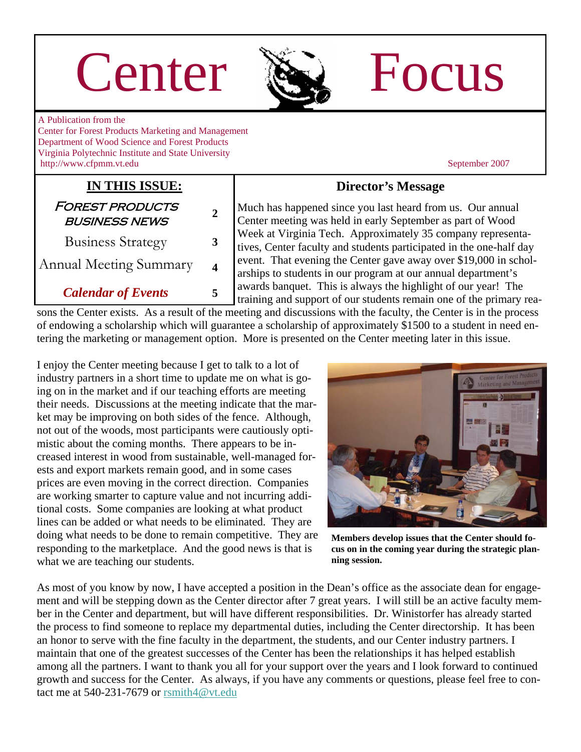# Center Focus

A Publication from the
Center for Forest Products Marketing and Management
Department of Wood Science and Forest Products
Virginia Polytechnic Institute and State University
http://www.cfpmm.vt.edu

September 2007

## IN THIS ISSUE:

| | |
|---|---|
| FOREST PRODUCTS BUSINESS NEWS | 2 |
| Business Strategy | 3 |
| Annual Meeting Summary | 4 |
| ***Calendar of Events*** | 5 |

## Director's Message

Much has happened since you last heard from us. Our annual Center meeting was held in early September as part of Wood Week at Virginia Tech. Approximately 35 company representatives, Center faculty and students participated in the one-half day event. That evening the Center gave away over $19,000 in scholarships to students in our program at our annual department's awards banquet. This is always the highlight of our year! The training and support of our students remain one of the primary reasons the Center exists. As a result of the meeting and discussions with the faculty, the Center is in the process of endowing a scholarship which will guarantee a scholarship of approximately $1500 to a student in need entering the marketing or management option. More is presented on the Center meeting later in this issue.

I enjoy the Center meeting because I get to talk to a lot of industry partners in a short time to update me on what is going on in the market and if our teaching efforts are meeting their needs. Discussions at the meeting indicate that the market may be improving on both sides of the fence. Although, not out of the woods, most participants were cautiously optimistic about the coming months. There appears to be increased interest in wood from sustainable, well-managed forests and export markets remain good, and in some cases prices are even moving in the correct direction. Companies are working smarter to capture value and not incurring additional costs. Some companies are looking at what product lines can be added or what needs to be eliminated. They are doing what needs to be done to remain competitive. They are responding to the marketplace. And the good news is that is what we are teaching our students.

**Members develop issues that the Center should focus on in the coming year during the strategic planning session.**

As most of you know by now, I have accepted a position in the Dean's office as the associate dean for engagement and will be stepping down as the Center director after 7 great years. I will still be an active faculty member in the Center and department, but will have different responsibilities. Dr. Winistorfer has already started the process to find someone to replace my departmental duties, including the Center directorship. It has been an honor to serve with the fine faculty in the department, the students, and our Center industry partners. I maintain that one of the greatest successes of the Center has been the relationships it has helped establish among all the partners. I want to thank you all for your support over the years and I look forward to continued growth and success for the Center. As always, if you have any comments or questions, please feel free to contact me at 540-231-7679 or rsmith4@vt.edu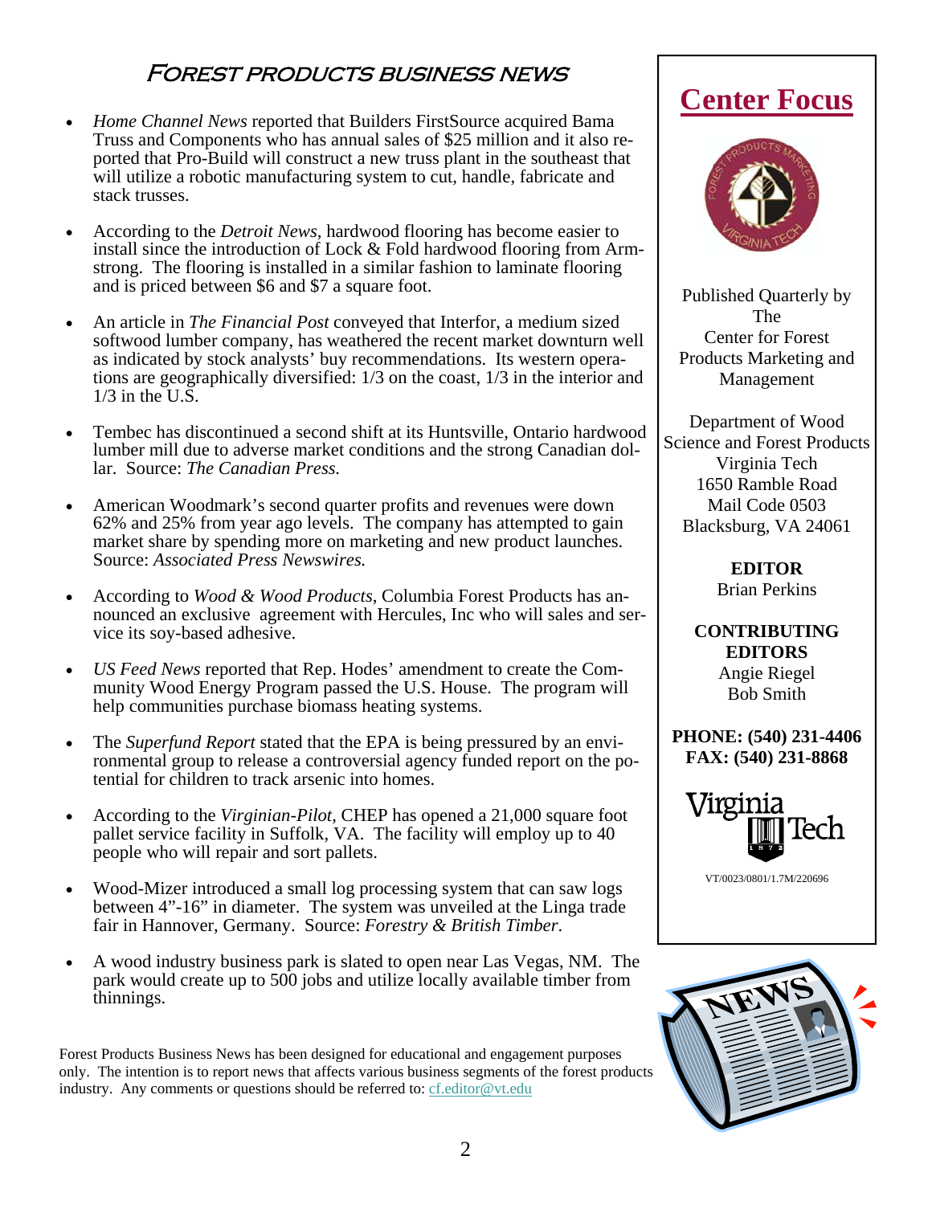# Forest products business news

- *Home Channel News* reported that Builders FirstSource acquired Bama Truss and Components who has annual sales of $25 million and it also reported that Pro-Build will construct a new truss plant in the southeast that will utilize a robotic manufacturing system to cut, handle, fabricate and stack trusses.

- According to the *Detroit News*, hardwood flooring has become easier to install since the introduction of Lock & Fold hardwood flooring from Armstrong. The flooring is installed in a similar fashion to laminate flooring and is priced between $6 and $7 a square foot.

- An article in *The Financial Post* conveyed that Interfor, a medium sized softwood lumber company, has weathered the recent market downturn well as indicated by stock analysts' buy recommendations. Its western operations are geographically diversified: 1/3 on the coast, 1/3 in the interior and 1/3 in the U.S.

- Tembec has discontinued a second shift at its Huntsville, Ontario hardwood lumber mill due to adverse market conditions and the strong Canadian dollar. Source: *The Canadian Press.*

- American Woodmark's second quarter profits and revenues were down 62% and 25% from year ago levels. The company has attempted to gain market share by spending more on marketing and new product launches. Source: *Associated Press Newswires.*

- According to *Wood & Wood Products*, Columbia Forest Products has announced an exclusive agreement with Hercules, Inc who will sales and service its soy-based adhesive.

- *US Feed News* reported that Rep. Hodes' amendment to create the Community Wood Energy Program passed the U.S. House. The program will help communities purchase biomass heating systems.

- The *Superfund Report* stated that the EPA is being pressured by an environmental group to release a controversial agency funded report on the potential for children to track arsenic into homes.

- According to the *Virginian-Pilot*, CHEP has opened a 21,000 square foot pallet service facility in Suffolk, VA. The facility will employ up to 40 people who will repair and sort pallets.

- Wood-Mizer introduced a small log processing system that can saw logs between 4"-16" in diameter. The system was unveiled at the Linga trade fair in Hannover, Germany. Source: *Forestry & British Timber*.

- A wood industry business park is slated to open near Las Vegas, NM. The park would create up to 500 jobs and utilize locally available timber from thinnings.

Forest Products Business News has been designed for educational and engagement purposes only. The intention is to report news that affects various business segments of the forest products industry. Any comments or questions should be referred to: cf.editor@vt.edu

## Center Focus

Published Quarterly by The Center for Forest Products Marketing and Management

Department of Wood Science and Forest Products
Virginia Tech
1650 Ramble Road
Mail Code 0503
Blacksburg, VA 24061

**EDITOR**
Brian Perkins

**CONTRIBUTING EDITORS**
Angie Riegel
Bob Smith

**PHONE: (540) 231-4406**
**FAX: (540) 231-8868**

VT/0023/0801/1.7M/220696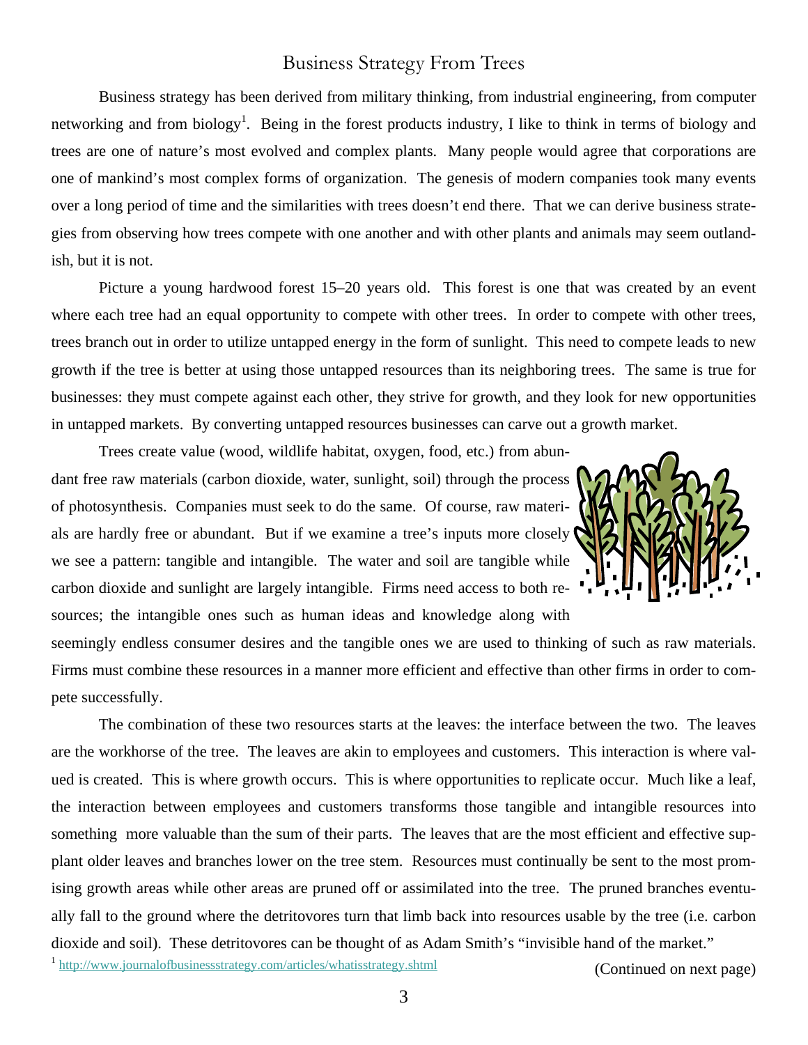# Business Strategy From Trees

Business strategy has been derived from military thinking, from industrial engineering, from computer networking and from biology[1]. Being in the forest products industry, I like to think in terms of biology and trees are one of nature's most evolved and complex plants. Many people would agree that corporations are one of mankind's most complex forms of organization. The genesis of modern companies took many events over a long period of time and the similarities with trees doesn't end there. That we can derive business strategies from observing how trees compete with one another and with other plants and animals may seem outlandish, but it is not.

Picture a young hardwood forest 15–20 years old. This forest is one that was created by an event where each tree had an equal opportunity to compete with other trees. In order to compete with other trees, trees branch out in order to utilize untapped energy in the form of sunlight. This need to compete leads to new growth if the tree is better at using those untapped resources than its neighboring trees. The same is true for businesses: they must compete against each other, they strive for growth, and they look for new opportunities in untapped markets. By converting untapped resources businesses can carve out a growth market.

Trees create value (wood, wildlife habitat, oxygen, food, etc.) from abundant free raw materials (carbon dioxide, water, sunlight, soil) through the process of photosynthesis. Companies must seek to do the same. Of course, raw materials are hardly free or abundant. But if we examine a tree's inputs more closely we see a pattern: tangible and intangible. The water and soil are tangible while carbon dioxide and sunlight are largely intangible. Firms need access to both resources; the intangible ones such as human ideas and knowledge along with seemingly endless consumer desires and the tangible ones we are used to thinking of such as raw materials. Firms must combine these resources in a manner more efficient and effective than other firms in order to compete successfully.

The combination of these two resources starts at the leaves: the interface between the two. The leaves are the workhorse of the tree. The leaves are akin to employees and customers. This interaction is where valued is created. This is where growth occurs. This is where opportunities to replicate occur. Much like a leaf, the interaction between employees and customers transforms those tangible and intangible resources into something more valuable than the sum of their parts. The leaves that are the most efficient and effective supplant older leaves and branches lower on the tree stem. Resources must continually be sent to the most promising growth areas while other areas are pruned off or assimilated into the tree. The pruned branches eventually fall to the ground where the detritovores turn that limb back into resources usable by the tree (i.e. carbon dioxide and soil). These detritovores can be thought of as Adam Smith's "invisible hand of the market."

[1] http://www.journalofbusinessstrategy.com/articles/whatisstrategy.shtml

(Continued on next page)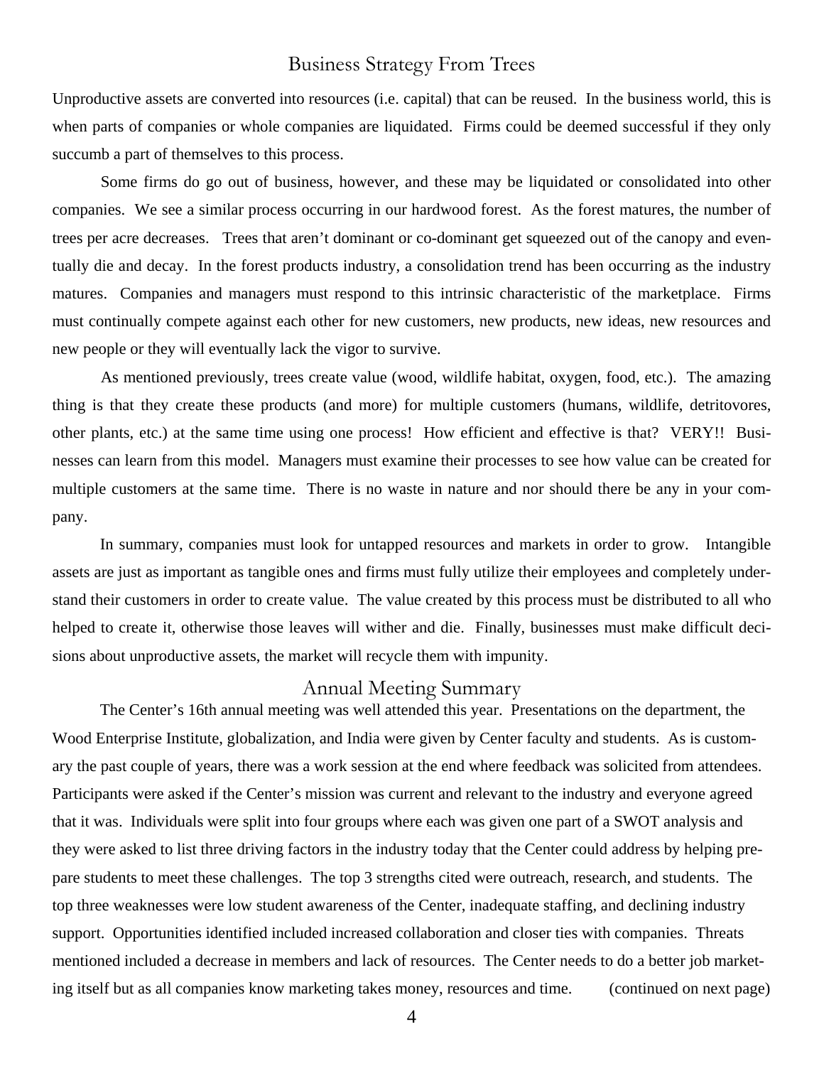## Business Strategy From Trees

Unproductive assets are converted into resources (i.e. capital) that can be reused. In the business world, this is when parts of companies or whole companies are liquidated. Firms could be deemed successful if they only succumb a part of themselves to this process.

Some firms do go out of business, however, and these may be liquidated or consolidated into other companies. We see a similar process occurring in our hardwood forest. As the forest matures, the number of trees per acre decreases. Trees that aren't dominant or co-dominant get squeezed out of the canopy and eventually die and decay. In the forest products industry, a consolidation trend has been occurring as the industry matures. Companies and managers must respond to this intrinsic characteristic of the marketplace. Firms must continually compete against each other for new customers, new products, new ideas, new resources and new people or they will eventually lack the vigor to survive.

As mentioned previously, trees create value (wood, wildlife habitat, oxygen, food, etc.). The amazing thing is that they create these products (and more) for multiple customers (humans, wildlife, detritovores, other plants, etc.) at the same time using one process! How efficient and effective is that? VERY!! Businesses can learn from this model. Managers must examine their processes to see how value can be created for multiple customers at the same time. There is no waste in nature and nor should there be any in your company.

In summary, companies must look for untapped resources and markets in order to grow. Intangible assets are just as important as tangible ones and firms must fully utilize their employees and completely understand their customers in order to create value. The value created by this process must be distributed to all who helped to create it, otherwise those leaves will wither and die. Finally, businesses must make difficult decisions about unproductive assets, the market will recycle them with impunity.

## Annual Meeting Summary

The Center's 16th annual meeting was well attended this year. Presentations on the department, the Wood Enterprise Institute, globalization, and India were given by Center faculty and students. As is customary the past couple of years, there was a work session at the end where feedback was solicited from attendees. Participants were asked if the Center's mission was current and relevant to the industry and everyone agreed that it was. Individuals were split into four groups where each was given one part of a SWOT analysis and they were asked to list three driving factors in the industry today that the Center could address by helping prepare students to meet these challenges. The top 3 strengths cited were outreach, research, and students. The top three weaknesses were low student awareness of the Center, inadequate staffing, and declining industry support. Opportunities identified included increased collaboration and closer ties with companies. Threats mentioned included a decrease in members and lack of resources. The Center needs to do a better job marketing itself but as all companies know marketing takes money, resources and time. (continued on next page)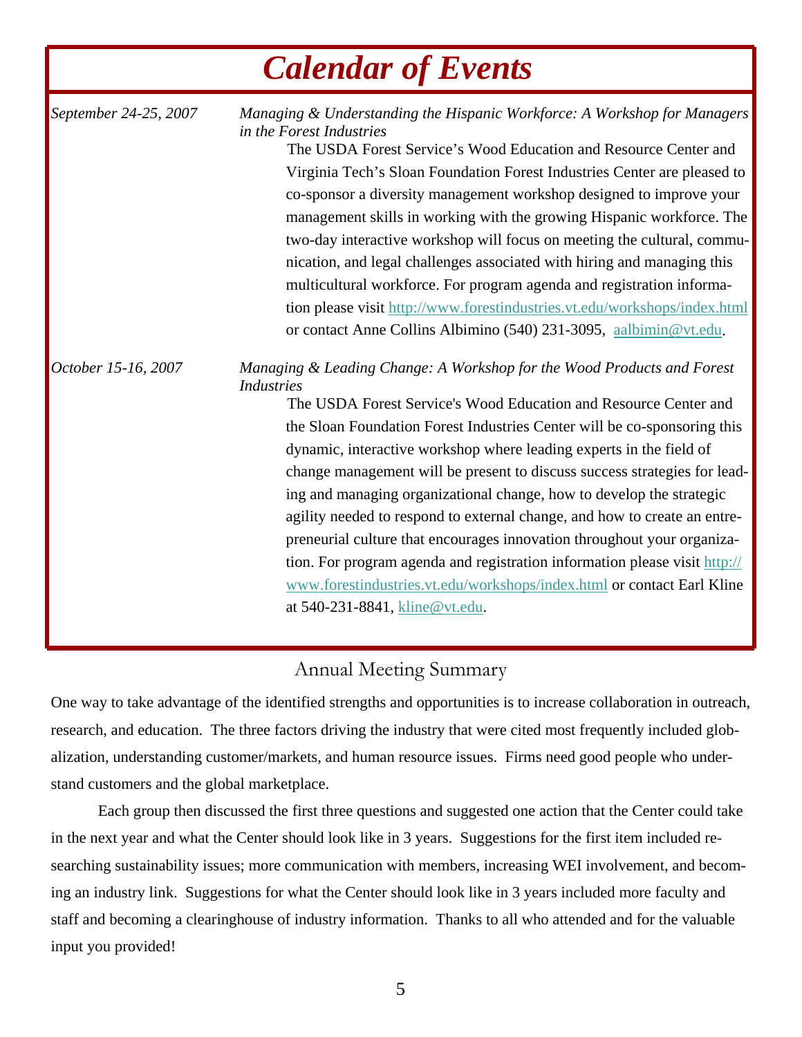# *Calendar of Events*

*September 24-25, 2007*

*Managing & Understanding the Hispanic Workforce: A Workshop for Managers in the Forest Industries*

The USDA Forest Service's Wood Education and Resource Center and Virginia Tech's Sloan Foundation Forest Industries Center are pleased to co-sponsor a diversity management workshop designed to improve your management skills in working with the growing Hispanic workforce. The two-day interactive workshop will focus on meeting the cultural, communication, and legal challenges associated with hiring and managing this multicultural workforce. For program agenda and registration information please visit http://www.forestindustries.vt.edu/workshops/index.html or contact Anne Collins Albimino (540) 231-3095, aalbimin@vt.edu.

*October 15-16, 2007*

*Managing & Leading Change: A Workshop for the Wood Products and Forest Industries*

The USDA Forest Service's Wood Education and Resource Center and the Sloan Foundation Forest Industries Center will be co-sponsoring this dynamic, interactive workshop where leading experts in the field of change management will be present to discuss success strategies for leading and managing organizational change, how to develop the strategic agility needed to respond to external change, and how to create an entrepreneurial culture that encourages innovation throughout your organization. For program agenda and registration information please visit http://www.forestindustries.vt.edu/workshops/index.html or contact Earl Kline at 540-231-8841, kline@vt.edu.

## Annual Meeting Summary

One way to take advantage of the identified strengths and opportunities is to increase collaboration in outreach, research, and education. The three factors driving the industry that were cited most frequently included globalization, understanding customer/markets, and human resource issues. Firms need good people who understand customers and the global marketplace.

Each group then discussed the first three questions and suggested one action that the Center could take in the next year and what the Center should look like in 3 years. Suggestions for the first item included researching sustainability issues; more communication with members, increasing WEI involvement, and becoming an industry link. Suggestions for what the Center should look like in 3 years included more faculty and staff and becoming a clearinghouse of industry information. Thanks to all who attended and for the valuable input you provided!